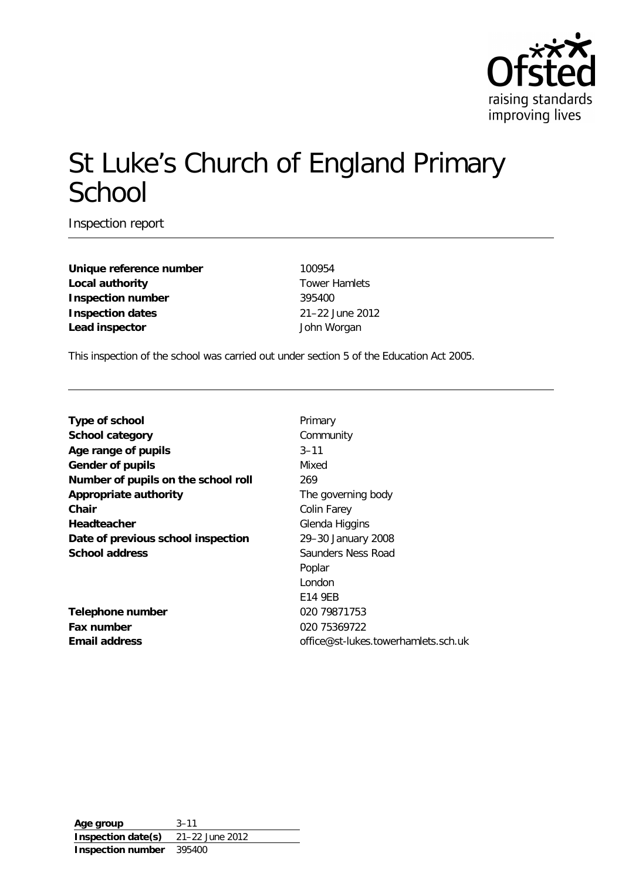# St Luke's Church of England Primary School

Inspection report

| | |
|---|---|
| **Unique reference number** | 100954 |
| **Local authority** | Tower Hamlets |
| **Inspection number** | 395400 |
| **Inspection dates** | 21–22 June 2012 |
| **Lead inspector** | John Worgan |

This inspection of the school was carried out under section 5 of the Education Act 2005.

| | |
|---|---|
| **Type of school** | Primary |
| **School category** | Community |
| **Age range of pupils** | 3–11 |
| **Gender of pupils** | Mixed |
| **Number of pupils on the school roll** | 269 |
| **Appropriate authority** | The governing body |
| **Chair** | Colin Farey |
| **Headteacher** | Glenda Higgins |
| **Date of previous school inspection** | 29–30 January 2008 |
| **School address** | Saunders Ness Road<br>Poplar<br>London<br>E14 9EB |
| **Telephone number** | 020 79871753 |
| **Fax number** | 020 75369722 |
| **Email address** | office@st-lukes.towerhamlets.sch.uk |

| | |
|---|---|
| **Age group** | 3–11 |
| **Inspection date(s)** | 21–22 June 2012 |
| **Inspection number** | 395400 |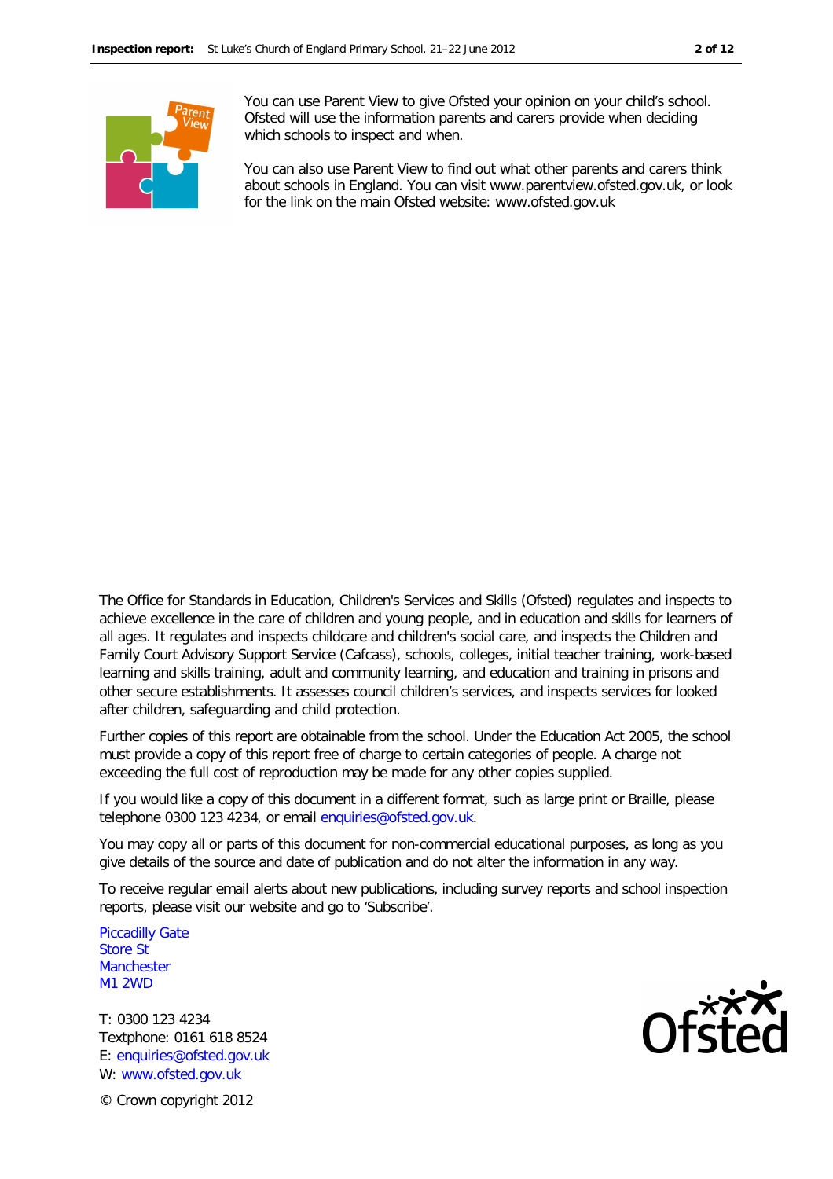You can use Parent View to give Ofsted your opinion on your child's school. Ofsted will use the information parents and carers provide when deciding which schools to inspect and when.

You can also use Parent View to find out what other parents and carers think about schools in England. You can visit www.parentview.ofsted.gov.uk, or look for the link on the main Ofsted website: www.ofsted.gov.uk

The Office for Standards in Education, Children's Services and Skills (Ofsted) regulates and inspects to achieve excellence in the care of children and young people, and in education and skills for learners of all ages. It regulates and inspects childcare and children's social care, and inspects the Children and Family Court Advisory Support Service (Cafcass), schools, colleges, initial teacher training, work-based learning and skills training, adult and community learning, and education and training in prisons and other secure establishments. It assesses council children's services, and inspects services for looked after children, safeguarding and child protection.

Further copies of this report are obtainable from the school. Under the Education Act 2005, the school must provide a copy of this report free of charge to certain categories of people. A charge not exceeding the full cost of reproduction may be made for any other copies supplied.

If you would like a copy of this document in a different format, such as large print or Braille, please telephone 0300 123 4234, or email enquiries@ofsted.gov.uk.

You may copy all or parts of this document for non-commercial educational purposes, as long as you give details of the source and date of publication and do not alter the information in any way.

To receive regular email alerts about new publications, including survey reports and school inspection reports, please visit our website and go to 'Subscribe'.

Piccadilly Gate
Store St
Manchester
M1 2WD

T: 0300 123 4234
Textphone: 0161 618 8524
E: enquiries@ofsted.gov.uk
W: www.ofsted.gov.uk

© Crown copyright 2012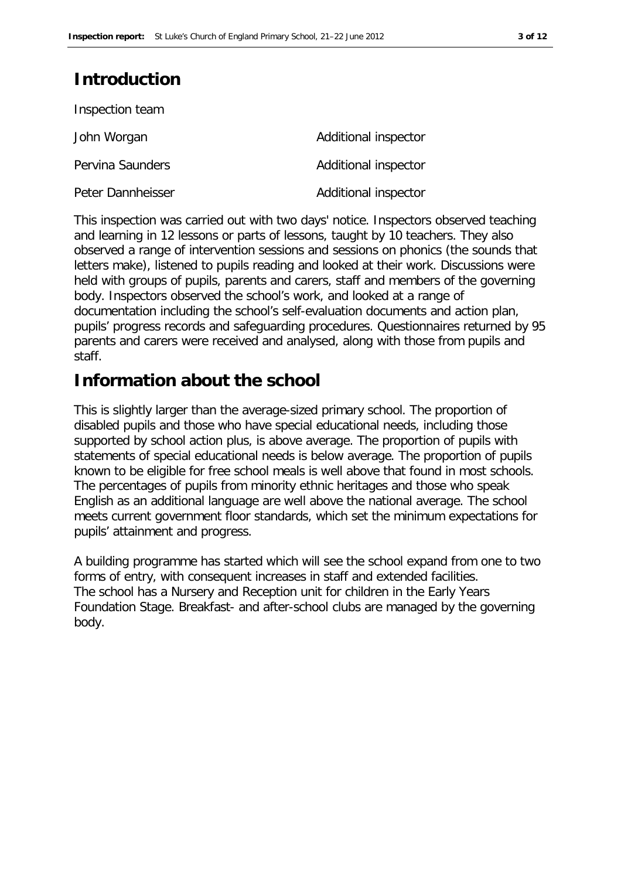# Introduction

Inspection team

| | |
|---|---|
| John Worgan | Additional inspector |
| Pervina Saunders | Additional inspector |
| Peter Dannheisser | Additional inspector |

This inspection was carried out with two days' notice. Inspectors observed teaching and learning in 12 lessons or parts of lessons, taught by 10 teachers. They also observed a range of intervention sessions and sessions on phonics (the sounds that letters make), listened to pupils reading and looked at their work. Discussions were held with groups of pupils, parents and carers, staff and members of the governing body. Inspectors observed the school's work, and looked at a range of documentation including the school's self-evaluation documents and action plan, pupils' progress records and safeguarding procedures. Questionnaires returned by 95 parents and carers were received and analysed, along with those from pupils and staff.

# Information about the school

This is slightly larger than the average-sized primary school. The proportion of disabled pupils and those who have special educational needs, including those supported by school action plus, is above average. The proportion of pupils with statements of special educational needs is below average. The proportion of pupils known to be eligible for free school meals is well above that found in most schools. The percentages of pupils from minority ethnic heritages and those who speak English as an additional language are well above the national average. The school meets current government floor standards, which set the minimum expectations for pupils' attainment and progress.

A building programme has started which will see the school expand from one to two forms of entry, with consequent increases in staff and extended facilities. The school has a Nursery and Reception unit for children in the Early Years Foundation Stage. Breakfast- and after-school clubs are managed by the governing body.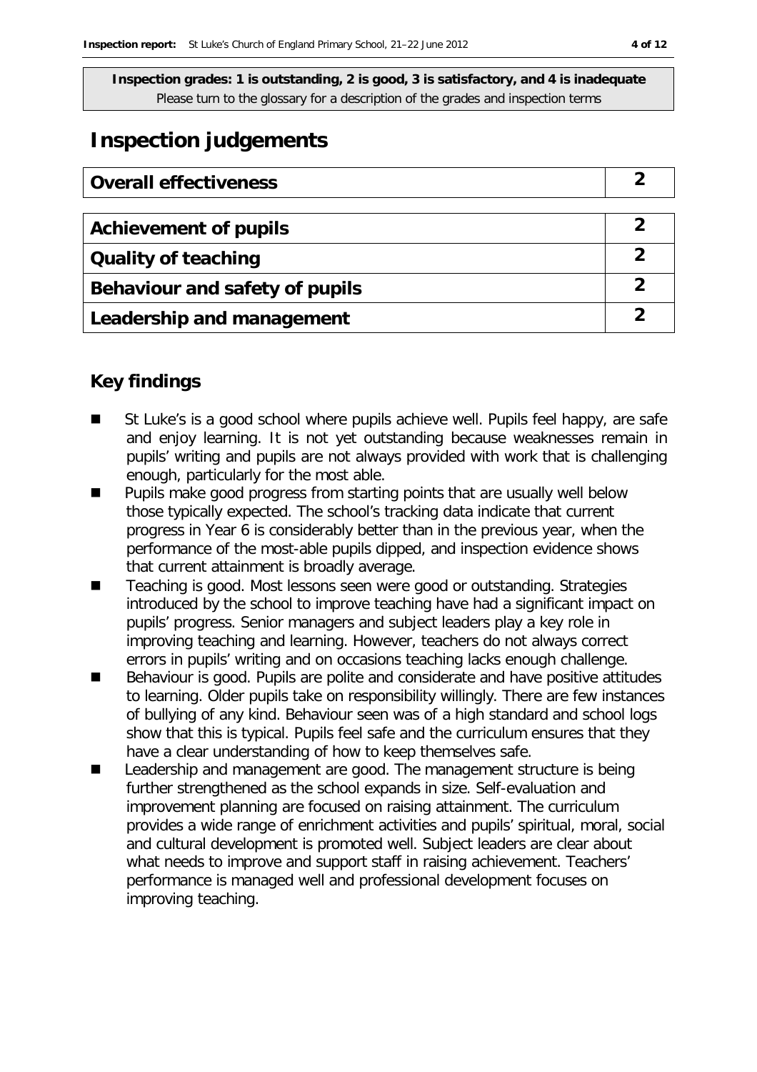**Inspection grades: 1 is outstanding, 2 is good, 3 is satisfactory, and 4 is inadequate**
Please turn to the glossary for a description of the grades and inspection terms

# Inspection judgements

| Overall effectiveness | 2 |
| --- | --- |
| **Achievement of pupils** | **2** |
| **Quality of teaching** | **2** |
| **Behaviour and safety of pupils** | **2** |
| **Leadership and management** | **2** |

## Key findings

- St Luke's is a good school where pupils achieve well. Pupils feel happy, are safe and enjoy learning. It is not yet outstanding because weaknesses remain in pupils' writing and pupils are not always provided with work that is challenging enough, particularly for the most able.
- Pupils make good progress from starting points that are usually well below those typically expected. The school's tracking data indicate that current progress in Year 6 is considerably better than in the previous year, when the performance of the most-able pupils dipped, and inspection evidence shows that current attainment is broadly average.
- Teaching is good. Most lessons seen were good or outstanding. Strategies introduced by the school to improve teaching have had a significant impact on pupils' progress. Senior managers and subject leaders play a key role in improving teaching and learning. However, teachers do not always correct errors in pupils' writing and on occasions teaching lacks enough challenge.
- Behaviour is good. Pupils are polite and considerate and have positive attitudes to learning. Older pupils take on responsibility willingly. There are few instances of bullying of any kind. Behaviour seen was of a high standard and school logs show that this is typical. Pupils feel safe and the curriculum ensures that they have a clear understanding of how to keep themselves safe.
- Leadership and management are good. The management structure is being further strengthened as the school expands in size. Self-evaluation and improvement planning are focused on raising attainment. The curriculum provides a wide range of enrichment activities and pupils' spiritual, moral, social and cultural development is promoted well. Subject leaders are clear about what needs to improve and support staff in raising achievement. Teachers' performance is managed well and professional development focuses on improving teaching.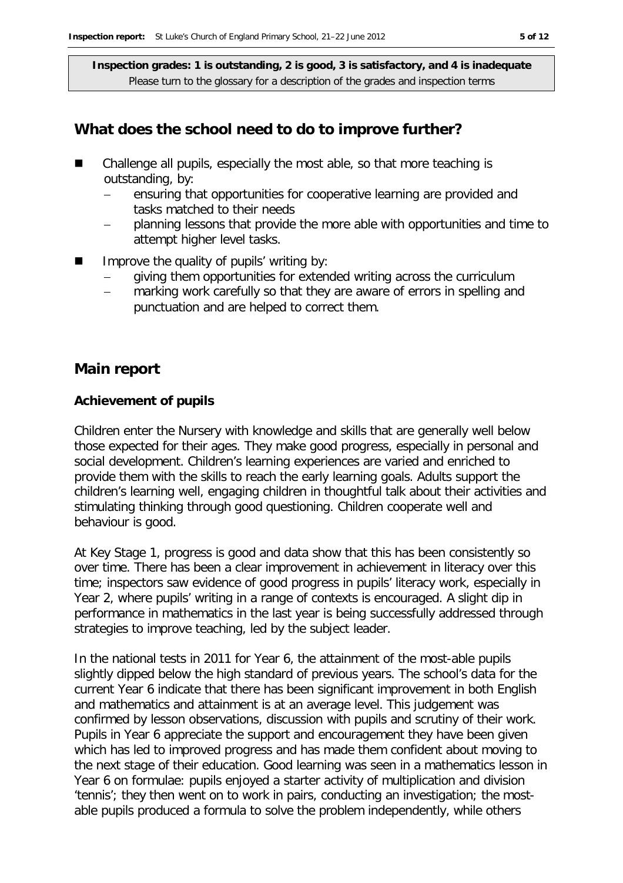**Inspection grades: 1 is outstanding, 2 is good, 3 is satisfactory, and 4 is inadequate**
Please turn to the glossary for a description of the grades and inspection terms

## What does the school need to do to improve further?

- Challenge all pupils, especially the most able, so that more teaching is outstanding, by:
  - ensuring that opportunities for cooperative learning are provided and tasks matched to their needs
  - planning lessons that provide the more able with opportunities and time to attempt higher level tasks.
- Improve the quality of pupils' writing by:
  - giving them opportunities for extended writing across the curriculum
  - marking work carefully so that they are aware of errors in spelling and punctuation and are helped to correct them.

## Main report

### Achievement of pupils

Children enter the Nursery with knowledge and skills that are generally well below those expected for their ages. They make good progress, especially in personal and social development. Children's learning experiences are varied and enriched to provide them with the skills to reach the early learning goals. Adults support the children's learning well, engaging children in thoughtful talk about their activities and stimulating thinking through good questioning. Children cooperate well and behaviour is good.

At Key Stage 1, progress is good and data show that this has been consistently so over time. There has been a clear improvement in achievement in literacy over this time; inspectors saw evidence of good progress in pupils' literacy work, especially in Year 2, where pupils' writing in a range of contexts is encouraged. A slight dip in performance in mathematics in the last year is being successfully addressed through strategies to improve teaching, led by the subject leader.

In the national tests in 2011 for Year 6, the attainment of the most-able pupils slightly dipped below the high standard of previous years. The school's data for the current Year 6 indicate that there has been significant improvement in both English and mathematics and attainment is at an average level. This judgement was confirmed by lesson observations, discussion with pupils and scrutiny of their work. Pupils in Year 6 appreciate the support and encouragement they have been given which has led to improved progress and has made them confident about moving to the next stage of their education. Good learning was seen in a mathematics lesson in Year 6 on formulae: pupils enjoyed a starter activity of multiplication and division 'tennis'; they then went on to work in pairs, conducting an investigation; the most-able pupils produced a formula to solve the problem independently, while others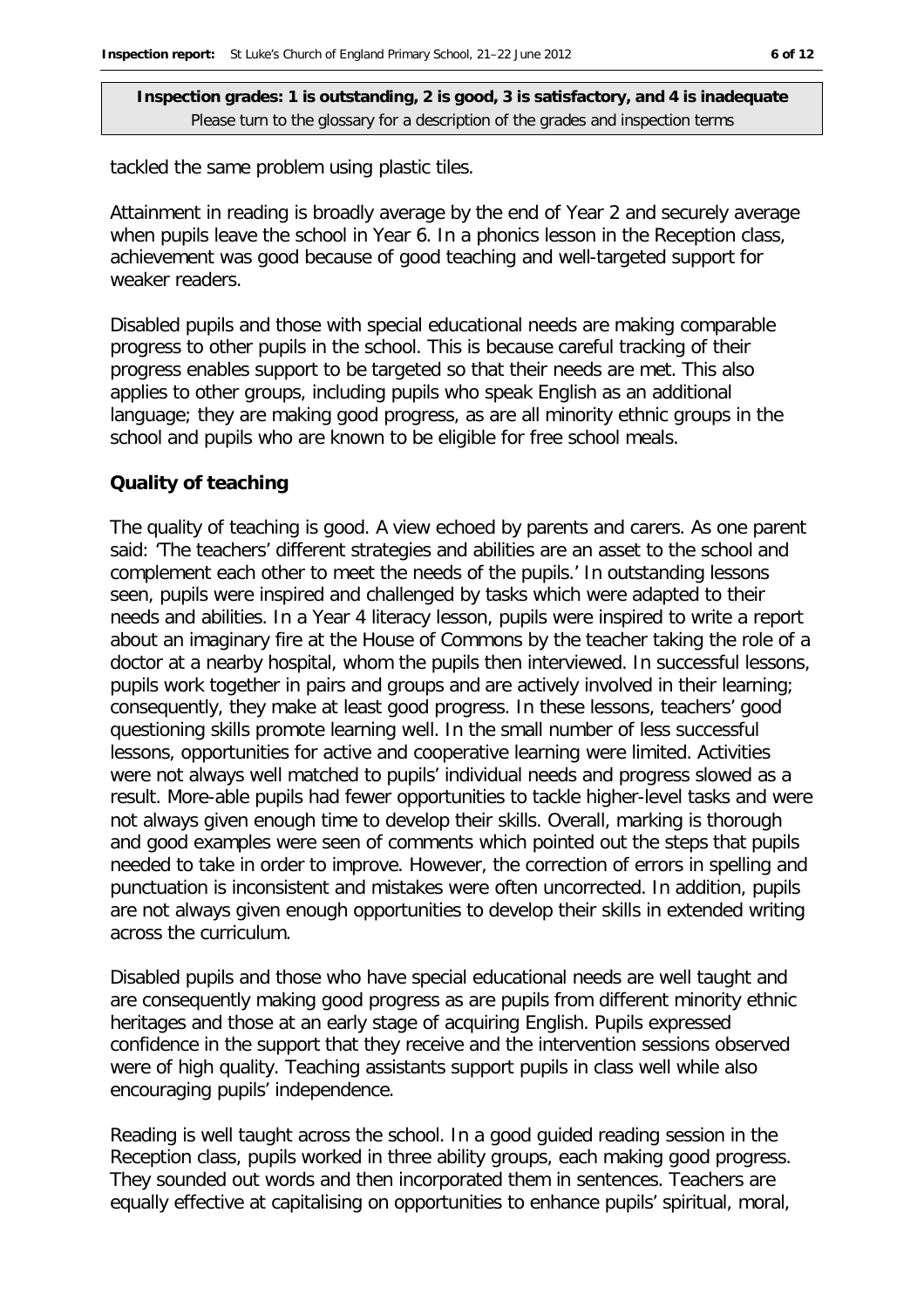tackled the same problem using plastic tiles.

Attainment in reading is broadly average by the end of Year 2 and securely average when pupils leave the school in Year 6. In a phonics lesson in the Reception class, achievement was good because of good teaching and well-targeted support for weaker readers.

Disabled pupils and those with special educational needs are making comparable progress to other pupils in the school. This is because careful tracking of their progress enables support to be targeted so that their needs are met. This also applies to other groups, including pupils who speak English as an additional language; they are making good progress, as are all minority ethnic groups in the school and pupils who are known to be eligible for free school meals.

### Quality of teaching

The quality of teaching is good. A view echoed by parents and carers. As one parent said: 'The teachers' different strategies and abilities are an asset to the school and complement each other to meet the needs of the pupils.' In outstanding lessons seen, pupils were inspired and challenged by tasks which were adapted to their needs and abilities. In a Year 4 literacy lesson, pupils were inspired to write a report about an imaginary fire at the House of Commons by the teacher taking the role of a doctor at a nearby hospital, whom the pupils then interviewed. In successful lessons, pupils work together in pairs and groups and are actively involved in their learning; consequently, they make at least good progress. In these lessons, teachers' good questioning skills promote learning well. In the small number of less successful lessons, opportunities for active and cooperative learning were limited. Activities were not always well matched to pupils' individual needs and progress slowed as a result. More-able pupils had fewer opportunities to tackle higher-level tasks and were not always given enough time to develop their skills. Overall, marking is thorough and good examples were seen of comments which pointed out the steps that pupils needed to take in order to improve. However, the correction of errors in spelling and punctuation is inconsistent and mistakes were often uncorrected. In addition, pupils are not always given enough opportunities to develop their skills in extended writing across the curriculum.

Disabled pupils and those who have special educational needs are well taught and are consequently making good progress as are pupils from different minority ethnic heritages and those at an early stage of acquiring English. Pupils expressed confidence in the support that they receive and the intervention sessions observed were of high quality. Teaching assistants support pupils in class well while also encouraging pupils' independence.

Reading is well taught across the school. In a good guided reading session in the Reception class, pupils worked in three ability groups, each making good progress. They sounded out words and then incorporated them in sentences. Teachers are equally effective at capitalising on opportunities to enhance pupils' spiritual, moral,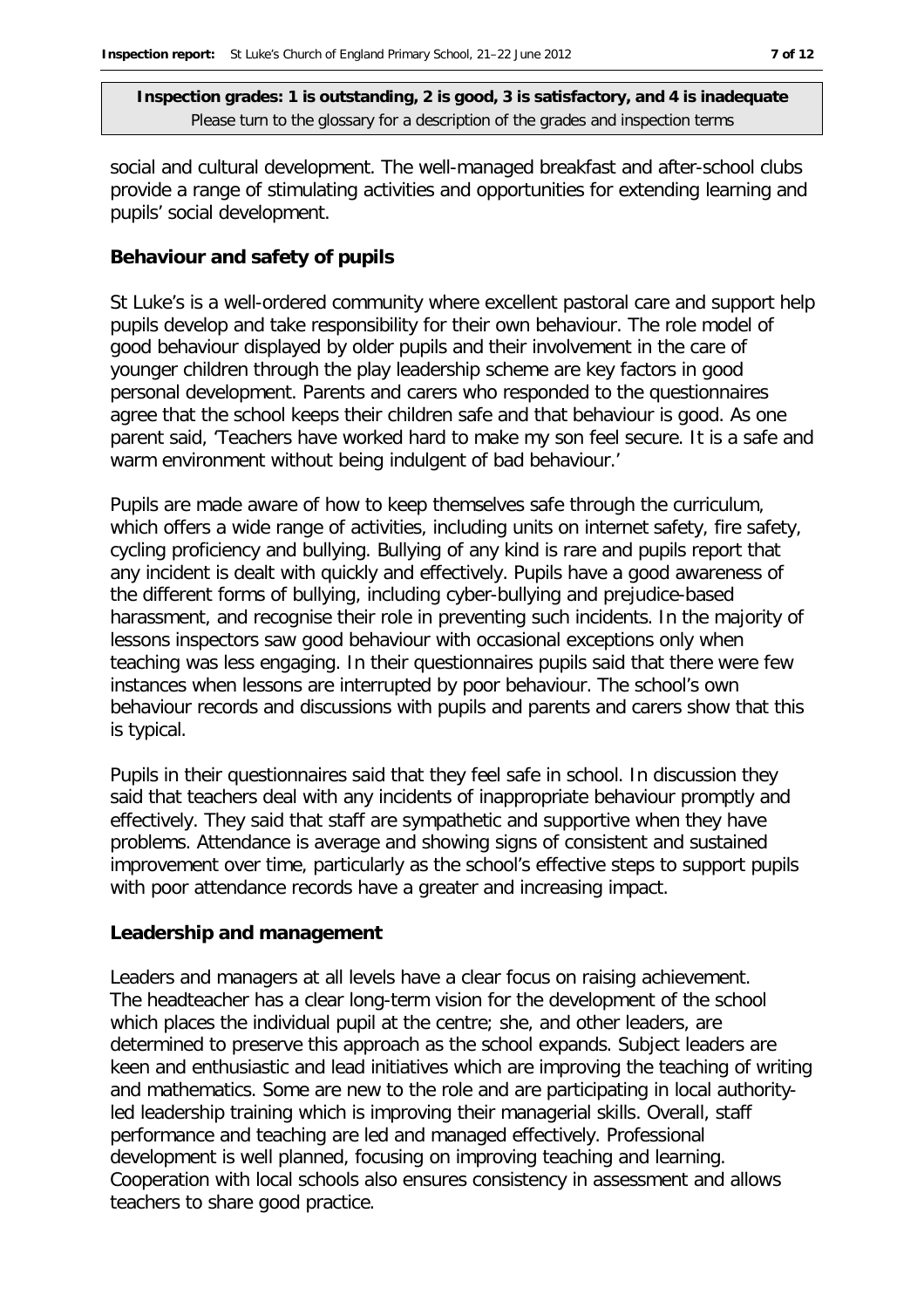social and cultural development. The well-managed breakfast and after-school clubs provide a range of stimulating activities and opportunities for extending learning and pupils' social development.

## Behaviour and safety of pupils

St Luke's is a well-ordered community where excellent pastoral care and support help pupils develop and take responsibility for their own behaviour. The role model of good behaviour displayed by older pupils and their involvement in the care of younger children through the play leadership scheme are key factors in good personal development. Parents and carers who responded to the questionnaires agree that the school keeps their children safe and that behaviour is good. As one parent said, 'Teachers have worked hard to make my son feel secure. It is a safe and warm environment without being indulgent of bad behaviour.'

Pupils are made aware of how to keep themselves safe through the curriculum, which offers a wide range of activities, including units on internet safety, fire safety, cycling proficiency and bullying. Bullying of any kind is rare and pupils report that any incident is dealt with quickly and effectively. Pupils have a good awareness of the different forms of bullying, including cyber-bullying and prejudice-based harassment, and recognise their role in preventing such incidents. In the majority of lessons inspectors saw good behaviour with occasional exceptions only when teaching was less engaging. In their questionnaires pupils said that there were few instances when lessons are interrupted by poor behaviour. The school's own behaviour records and discussions with pupils and parents and carers show that this is typical.

Pupils in their questionnaires said that they feel safe in school. In discussion they said that teachers deal with any incidents of inappropriate behaviour promptly and effectively. They said that staff are sympathetic and supportive when they have problems. Attendance is average and showing signs of consistent and sustained improvement over time, particularly as the school's effective steps to support pupils with poor attendance records have a greater and increasing impact.

## Leadership and management

Leaders and managers at all levels have a clear focus on raising achievement. The headteacher has a clear long-term vision for the development of the school which places the individual pupil at the centre; she, and other leaders, are determined to preserve this approach as the school expands. Subject leaders are keen and enthusiastic and lead initiatives which are improving the teaching of writing and mathematics. Some are new to the role and are participating in local authority-led leadership training which is improving their managerial skills. Overall, staff performance and teaching are led and managed effectively. Professional development is well planned, focusing on improving teaching and learning. Cooperation with local schools also ensures consistency in assessment and allows teachers to share good practice.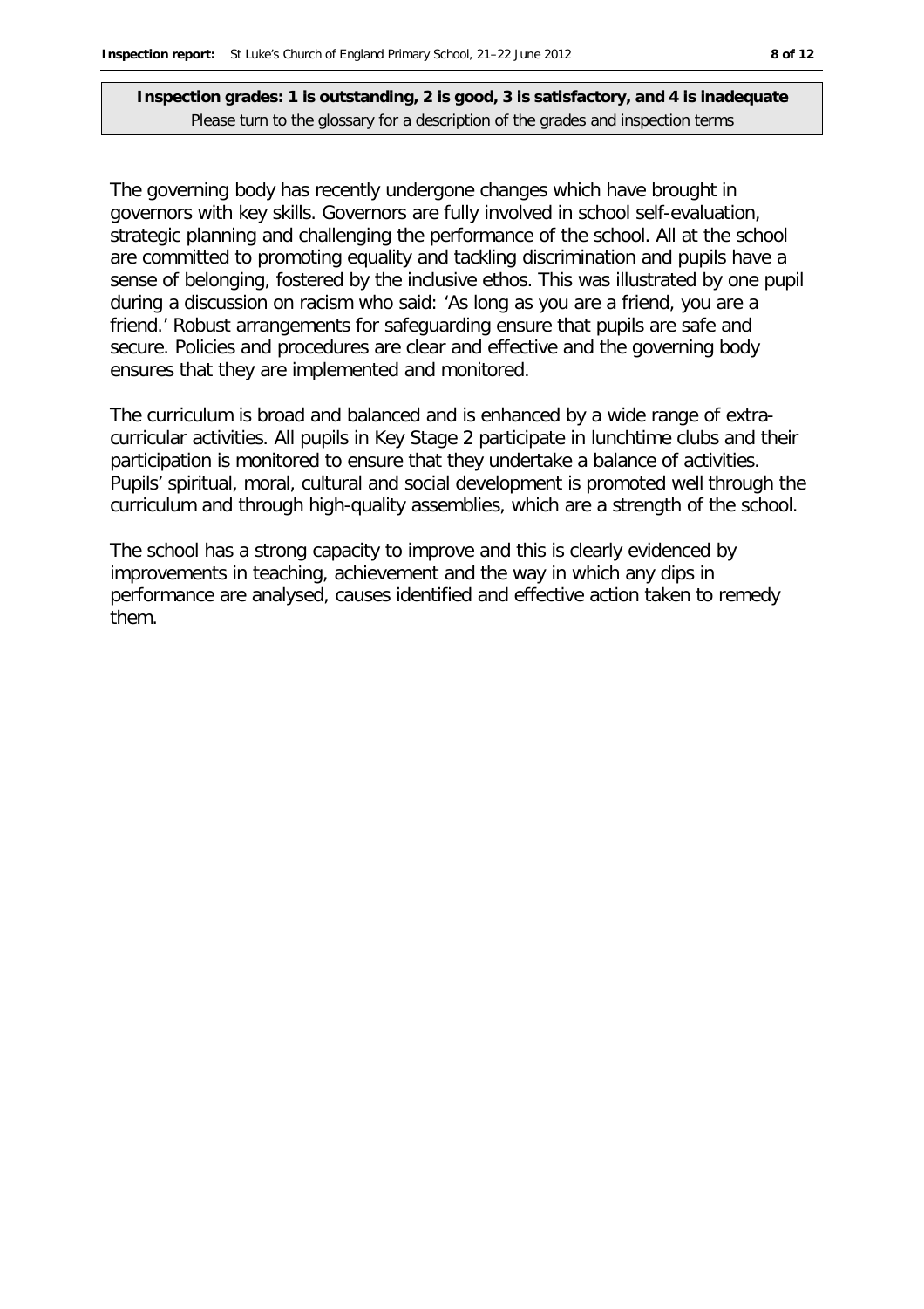**Inspection grades: 1 is outstanding, 2 is good, 3 is satisfactory, and 4 is inadequate**
Please turn to the glossary for a description of the grades and inspection terms

The governing body has recently undergone changes which have brought in governors with key skills. Governors are fully involved in school self-evaluation, strategic planning and challenging the performance of the school. All at the school are committed to promoting equality and tackling discrimination and pupils have a sense of belonging, fostered by the inclusive ethos. This was illustrated by one pupil during a discussion on racism who said: 'As long as you are a friend, you are a friend.' Robust arrangements for safeguarding ensure that pupils are safe and secure. Policies and procedures are clear and effective and the governing body ensures that they are implemented and monitored.

The curriculum is broad and balanced and is enhanced by a wide range of extra-curricular activities. All pupils in Key Stage 2 participate in lunchtime clubs and their participation is monitored to ensure that they undertake a balance of activities. Pupils' spiritual, moral, cultural and social development is promoted well through the curriculum and through high-quality assemblies, which are a strength of the school.

The school has a strong capacity to improve and this is clearly evidenced by improvements in teaching, achievement and the way in which any dips in performance are analysed, causes identified and effective action taken to remedy them.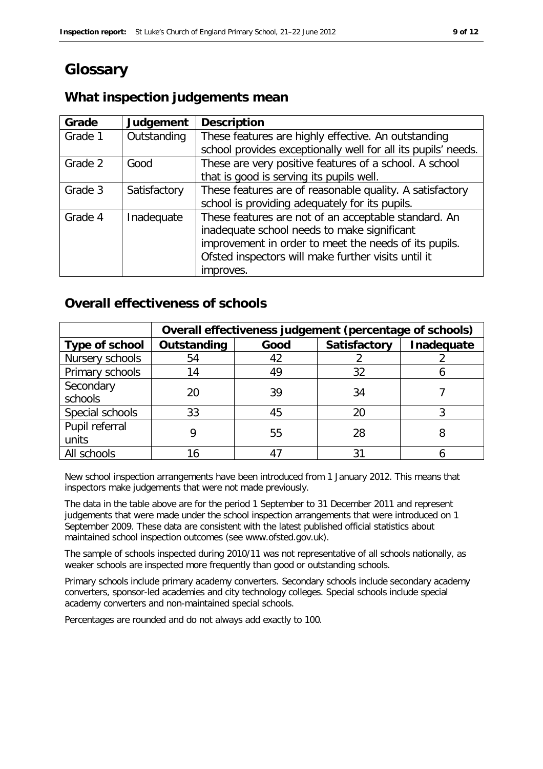# Glossary

## What inspection judgements mean

| Grade | Judgement | Description |
|---|---|---|
| Grade 1 | Outstanding | These features are highly effective. An outstanding school provides exceptionally well for all its pupils' needs. |
| Grade 2 | Good | These are very positive features of a school. A school that is good is serving its pupils well. |
| Grade 3 | Satisfactory | These features are of reasonable quality. A satisfactory school is providing adequately for its pupils. |
| Grade 4 | Inadequate | These features are not of an acceptable standard. An inadequate school needs to make significant improvement in order to meet the needs of its pupils. Ofsted inspectors will make further visits until it improves. |

## Overall effectiveness of schools

| | Overall effectiveness judgement (percentage of schools) | | | |
|---|---|---|---|---|
| **Type of school** | **Outstanding** | **Good** | **Satisfactory** | **Inadequate** |
| Nursery schools | 54 | 42 | 2 | 2 |
| Primary schools | 14 | 49 | 32 | 6 |
| Secondary schools | 20 | 39 | 34 | 7 |
| Special schools | 33 | 45 | 20 | 3 |
| Pupil referral units | 9 | 55 | 28 | 8 |
| All schools | 16 | 47 | 31 | 6 |

New school inspection arrangements have been introduced from 1 January 2012. This means that inspectors make judgements that were not made previously.

The data in the table above are for the period 1 September to 31 December 2011 and represent judgements that were made under the school inspection arrangements that were introduced on 1 September 2009. These data are consistent with the latest published official statistics about maintained school inspection outcomes (see www.ofsted.gov.uk).

The sample of schools inspected during 2010/11 was not representative of all schools nationally, as weaker schools are inspected more frequently than good or outstanding schools.

Primary schools include primary academy converters. Secondary schools include secondary academy converters, sponsor-led academies and city technology colleges. Special schools include special academy converters and non-maintained special schools.

Percentages are rounded and do not always add exactly to 100.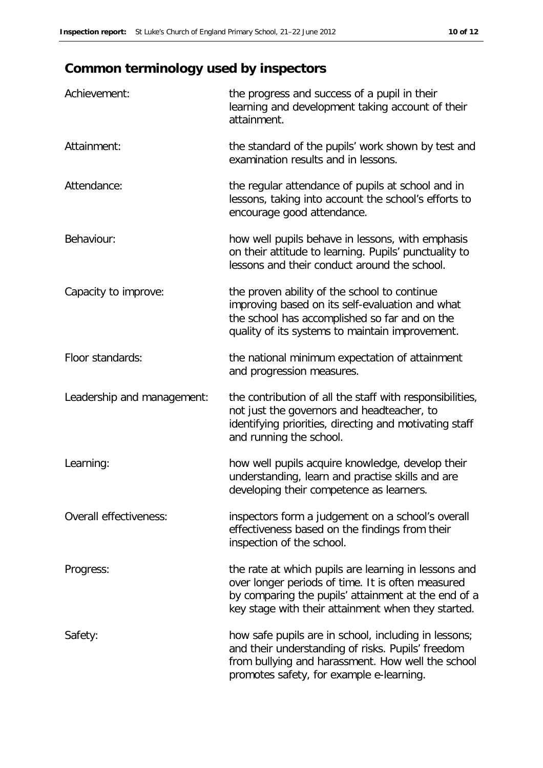## Common terminology used by inspectors

| | |
|---|---|
| Achievement: | the progress and success of a pupil in their learning and development taking account of their attainment. |
| Attainment: | the standard of the pupils' work shown by test and examination results and in lessons. |
| Attendance: | the regular attendance of pupils at school and in lessons, taking into account the school's efforts to encourage good attendance. |
| Behaviour: | how well pupils behave in lessons, with emphasis on their attitude to learning. Pupils' punctuality to lessons and their conduct around the school. |
| Capacity to improve: | the proven ability of the school to continue improving based on its self-evaluation and what the school has accomplished so far and on the quality of its systems to maintain improvement. |
| Floor standards: | the national minimum expectation of attainment and progression measures. |
| Leadership and management: | the contribution of all the staff with responsibilities, not just the governors and headteacher, to identifying priorities, directing and motivating staff and running the school. |
| Learning: | how well pupils acquire knowledge, develop their understanding, learn and practise skills and are developing their competence as learners. |
| Overall effectiveness: | inspectors form a judgement on a school's overall effectiveness based on the findings from their inspection of the school. |
| Progress: | the rate at which pupils are learning in lessons and over longer periods of time. It is often measured by comparing the pupils' attainment at the end of a key stage with their attainment when they started. |
| Safety: | how safe pupils are in school, including in lessons; and their understanding of risks. Pupils' freedom from bullying and harassment. How well the school promotes safety, for example e-learning. |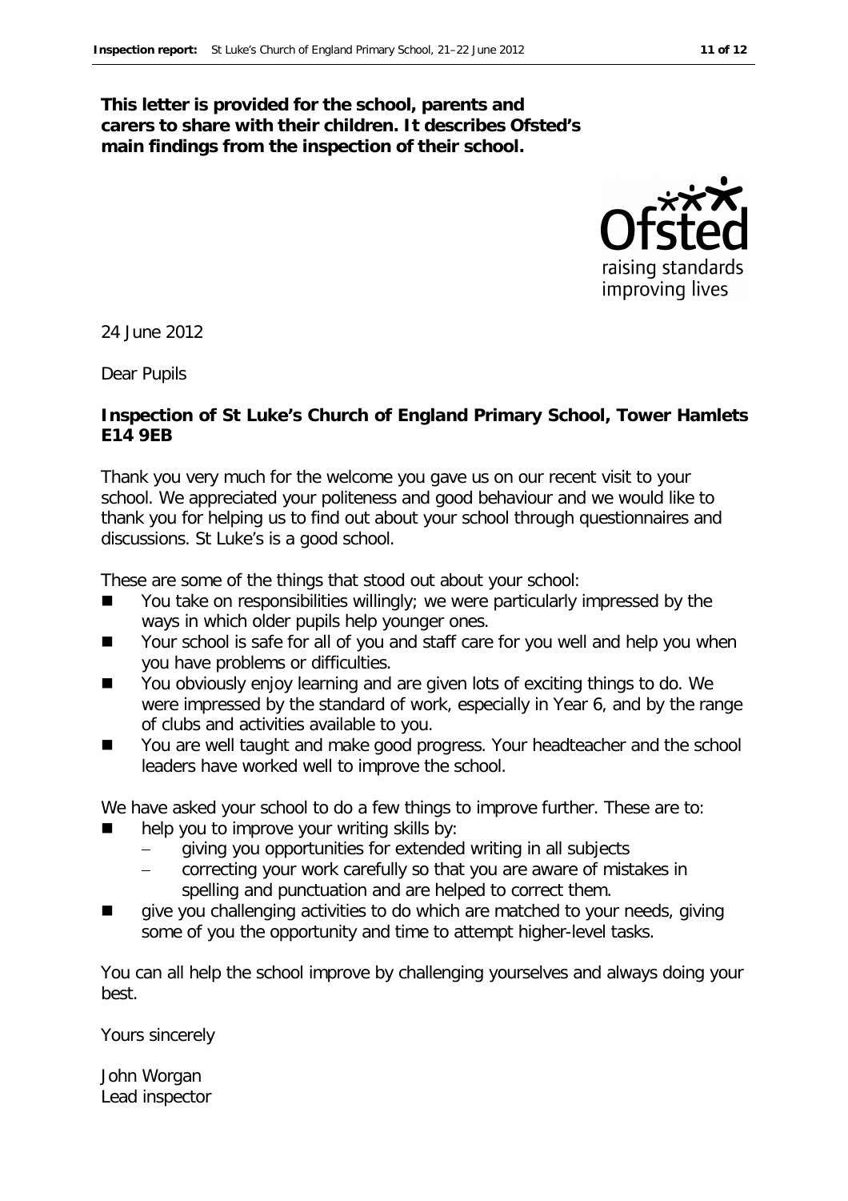**This letter is provided for the school, parents and carers to share with their children. It describes Ofsted's main findings from the inspection of their school.**

24 June 2012

Dear Pupils

**Inspection of St Luke's Church of England Primary School, Tower Hamlets E14 9EB**

Thank you very much for the welcome you gave us on our recent visit to your school. We appreciated your politeness and good behaviour and we would like to thank you for helping us to find out about your school through questionnaires and discussions. St Luke's is a good school.

These are some of the things that stood out about your school:

- You take on responsibilities willingly; we were particularly impressed by the ways in which older pupils help younger ones.
- Your school is safe for all of you and staff care for you well and help you when you have problems or difficulties.
- You obviously enjoy learning and are given lots of exciting things to do. We were impressed by the standard of work, especially in Year 6, and by the range of clubs and activities available to you.
- You are well taught and make good progress. Your headteacher and the school leaders have worked well to improve the school.

We have asked your school to do a few things to improve further. These are to:

- help you to improve your writing skills by:
  - giving you opportunities for extended writing in all subjects
  - correcting your work carefully so that you are aware of mistakes in spelling and punctuation and are helped to correct them.
- give you challenging activities to do which are matched to your needs, giving some of you the opportunity and time to attempt higher-level tasks.

You can all help the school improve by challenging yourselves and always doing your best.

Yours sincerely

John Worgan
Lead inspector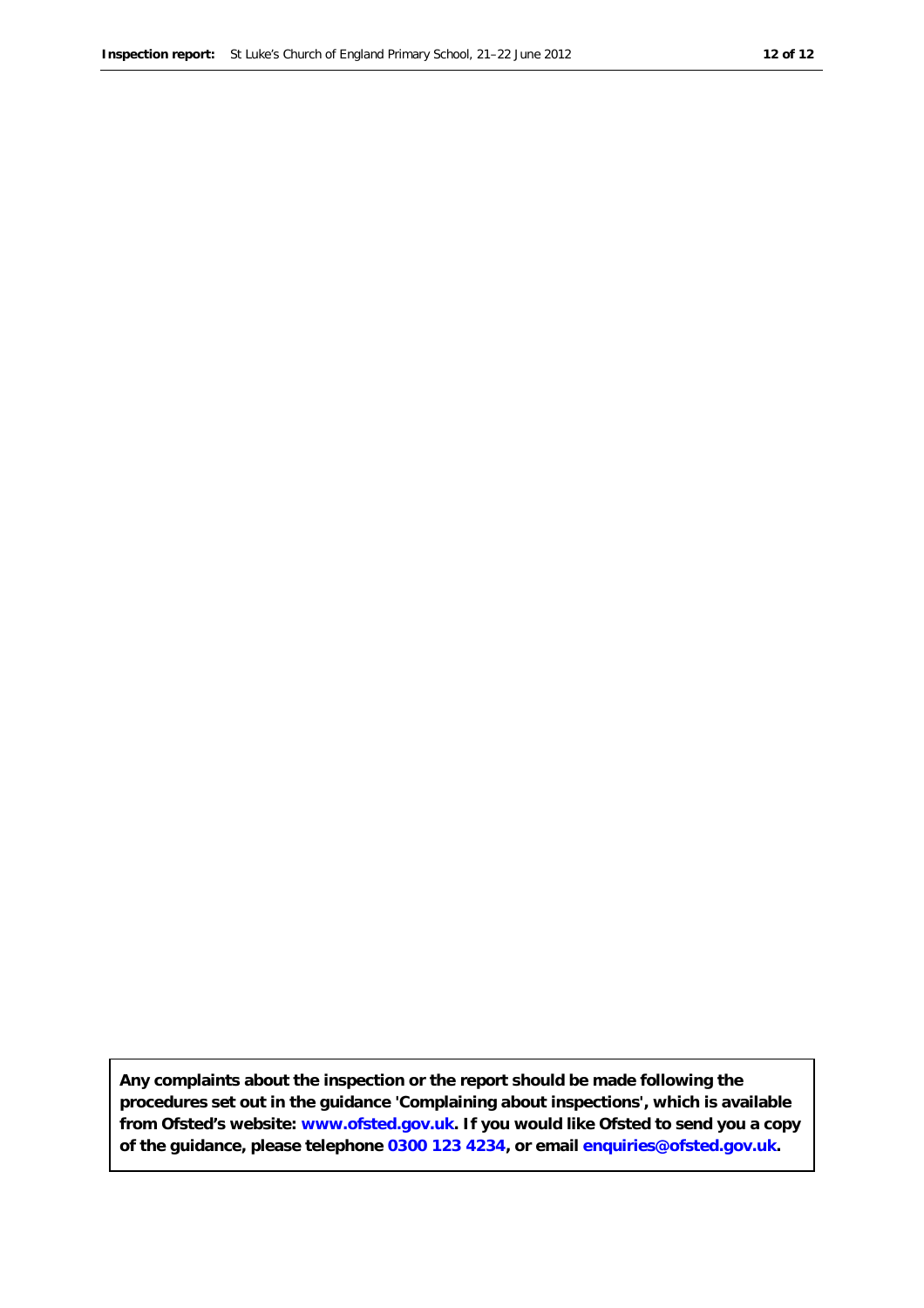**Any complaints about the inspection or the report should be made following the procedures set out in the guidance 'Complaining about inspections', which is available from Ofsted's website: www.ofsted.gov.uk. If you would like Ofsted to send you a copy of the guidance, please telephone 0300 123 4234, or email enquiries@ofsted.gov.uk.**